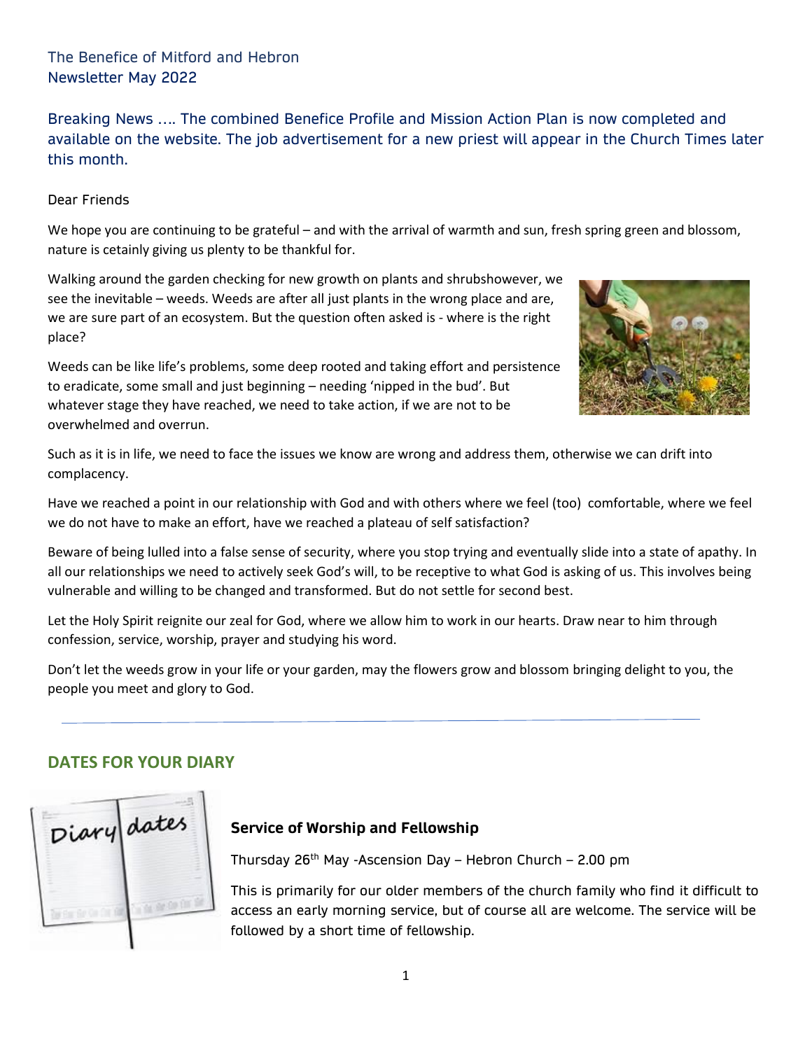The Benefice of Mitford and Hebron
Newsletter May 2022

Breaking News …. The combined Benefice Profile and Mission Action Plan is now completed and available on the website. The job advertisement for a new priest will appear in the Church Times later this month.

Dear Friends

We hope you are continuing to be grateful – and with the arrival of warmth and sun, fresh spring green and blossom, nature is cetainly giving us plenty to be thankful for.

Walking around the garden checking for new growth on plants and shrubshowever, we see the inevitable – weeds. Weeds are after all just plants in the wrong place and are, we are sure part of an ecosystem. But the question often asked is - where is the right place?

Weeds can be like life's problems, some deep rooted and taking effort and persistence to eradicate, some small and just beginning – needing 'nipped in the bud'. But whatever stage they have reached, we need to take action, if we are not to be overwhelmed and overrun.

Such as it is in life, we need to face the issues we know are wrong and address them, otherwise we can drift into complacency.

Have we reached a point in our relationship with God and with others where we feel (too) comfortable, where we feel we do not have to make an effort, have we reached a plateau of self satisfaction?

Beware of being lulled into a false sense of security, where you stop trying and eventually slide into a state of apathy. In all our relationships we need to actively seek God's will, to be receptive to what God is asking of us. This involves being vulnerable and willing to be changed and transformed. But do not settle for second best.

Let the Holy Spirit reignite our zeal for God, where we allow him to work in our hearts. Draw near to him through confession, service, worship, prayer and studying his word.

Don't let the weeds grow in your life or your garden, may the flowers grow and blossom bringing delight to you, the people you meet and glory to God.

---

## DATES FOR YOUR DIARY

### Service of Worship and Fellowship

Thursday 26th May -Ascension Day – Hebron Church – 2.00 pm

This is primarily for our older members of the church family who find it difficult to access an early morning service, but of course all are welcome. The service will be followed by a short time of fellowship.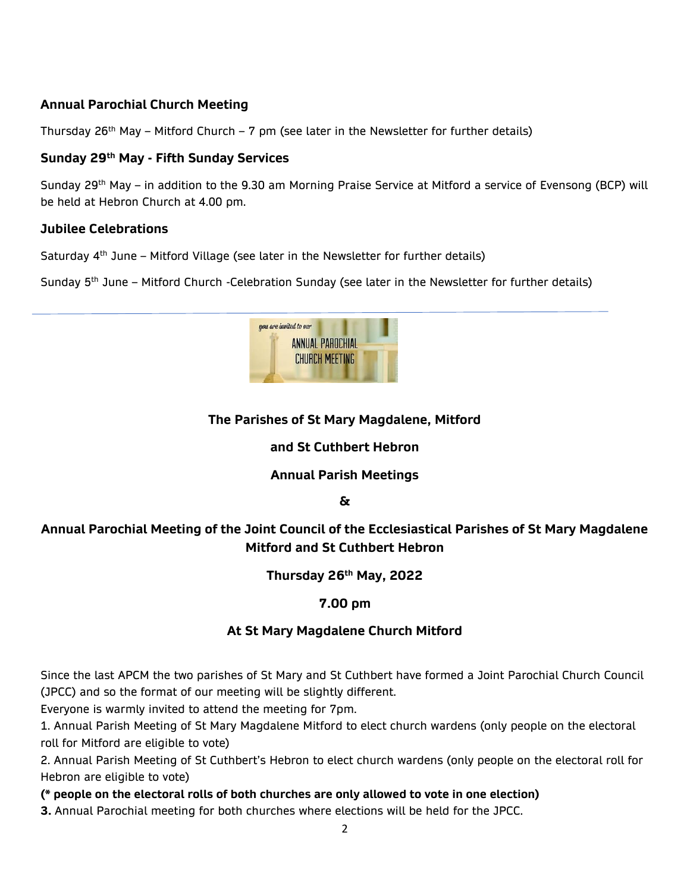### Annual Parochial Church Meeting

Thursday 26th May – Mitford Church – 7 pm (see later in the Newsletter for further details)

### Sunday 29th May - Fifth Sunday Services

Sunday 29th May – in addition to the 9.30 am Morning Praise Service at Mitford a service of Evensong (BCP) will be held at Hebron Church at 4.00 pm.

### Jubilee Celebrations

Saturday 4th June – Mitford Village (see later in the Newsletter for further details)

Sunday 5th June – Mitford Church -Celebration Sunday (see later in the Newsletter for further details)

---

**The Parishes of St Mary Magdalene, Mitford**

**and St Cuthbert Hebron**

**Annual Parish Meetings**

**&**

**Annual Parochial Meeting of the Joint Council of the Ecclesiastical Parishes of St Mary Magdalene Mitford and St Cuthbert Hebron**

**Thursday 26th May, 2022**

**7.00 pm**

**At St Mary Magdalene Church Mitford**

Since the last APCM the two parishes of St Mary and St Cuthbert have formed a Joint Parochial Church Council (JPCC) and so the format of our meeting will be slightly different.

Everyone is warmly invited to attend the meeting for 7pm.

1. Annual Parish Meeting of St Mary Magdalene Mitford to elect church wardens (only people on the electoral roll for Mitford are eligible to vote)

2. Annual Parish Meeting of St Cuthbert's Hebron to elect church wardens (only people on the electoral roll for Hebron are eligible to vote)

**(* people on the electoral rolls of both churches are only allowed to vote in one election)**

**3.** Annual Parochial meeting for both churches where elections will be held for the JPCC.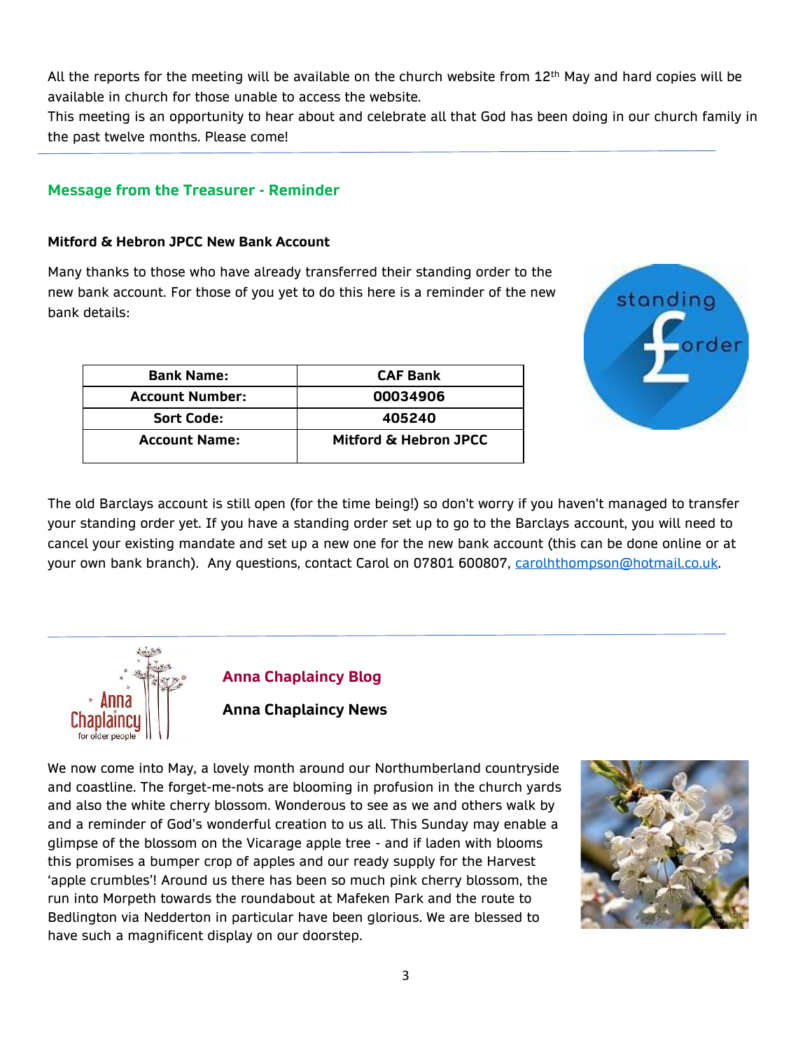All the reports for the meeting will be available on the church website from 12th May and hard copies will be available in church for those unable to access the website.

This meeting is an opportunity to hear about and celebrate all that God has been doing in our church family in the past twelve months. Please come!

---

## Message from the Treasurer - Reminder

**Mitford & Hebron JPCC New Bank Account**

Many thanks to those who have already transferred their standing order to the new bank account. For those of you yet to do this here is a reminder of the new bank details:

| Bank Name: | CAF Bank |
|---|---|
| Account Number: | 00034906 |
| Sort Code: | 405240 |
| Account Name: | Mitford & Hebron JPCC |

The old Barclays account is still open (for the time being!) so don't worry if you haven't managed to transfer your standing order yet. If you have a standing order set up to go to the Barclays account, you will need to cancel your existing mandate and set up a new one for the new bank account (this can be done online or at your own bank branch). Any questions, contact Carol on 07801 600807, carolhthompson@hotmail.co.uk.

---

## Anna Chaplaincy Blog

**Anna Chaplaincy News**

We now come into May, a lovely month around our Northumberland countryside and coastline. The forget-me-nots are blooming in profusion in the church yards and also the white cherry blossom. Wonderous to see as we and others walk by and a reminder of God's wonderful creation to us all. This Sunday may enable a glimpse of the blossom on the Vicarage apple tree - and if laden with blooms this promises a bumper crop of apples and our ready supply for the Harvest 'apple crumbles'! Around us there has been so much pink cherry blossom, the run into Morpeth towards the roundabout at Mafeken Park and the route to Bedlington via Nedderton in particular have been glorious. We are blessed to have such a magnificent display on our doorstep.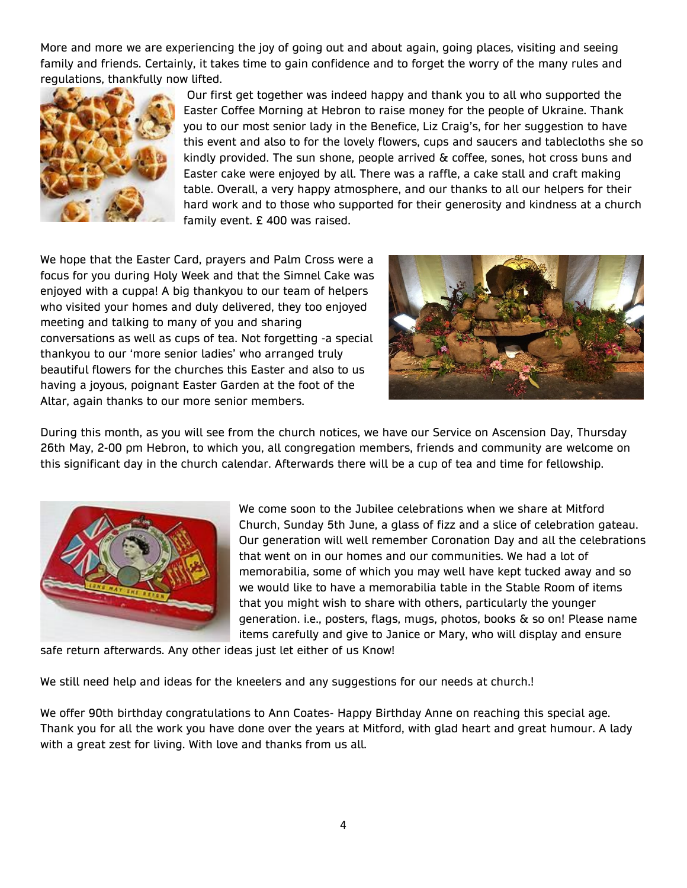More and more we are experiencing the joy of going out and about again, going places, visiting and seeing family and friends. Certainly, it takes time to gain confidence and to forget the worry of the many rules and regulations, thankfully now lifted.

Our first get together was indeed happy and thank you to all who supported the Easter Coffee Morning at Hebron to raise money for the people of Ukraine. Thank you to our most senior lady in the Benefice, Liz Craig's, for her suggestion to have this event and also to for the lovely flowers, cups and saucers and tablecloths she so kindly provided. The sun shone, people arrived & coffee, sones, hot cross buns and Easter cake were enjoyed by all. There was a raffle, a cake stall and craft making table. Overall, a very happy atmosphere, and our thanks to all our helpers for their hard work and to those who supported for their generosity and kindness at a church family event. £ 400 was raised.

We hope that the Easter Card, prayers and Palm Cross were a focus for you during Holy Week and that the Simnel Cake was enjoyed with a cuppa! A big thankyou to our team of helpers who visited your homes and duly delivered, they too enjoyed meeting and talking to many of you and sharing conversations as well as cups of tea. Not forgetting -a special thankyou to our 'more senior ladies' who arranged truly beautiful flowers for the churches this Easter and also to us having a joyous, poignant Easter Garden at the foot of the Altar, again thanks to our more senior members.

During this month, as you will see from the church notices, we have our Service on Ascension Day, Thursday 26th May, 2-00 pm Hebron, to which you, all congregation members, friends and community are welcome on this significant day in the church calendar. Afterwards there will be a cup of tea and time for fellowship.

We come soon to the Jubilee celebrations when we share at Mitford Church, Sunday 5th June, a glass of fizz and a slice of celebration gateau. Our generation will well remember Coronation Day and all the celebrations that went on in our homes and our communities. We had a lot of memorabilia, some of which you may well have kept tucked away and so we would like to have a memorabilia table in the Stable Room of items that you might wish to share with others, particularly the younger generation. i.e., posters, flags, mugs, photos, books & so on! Please name items carefully and give to Janice or Mary, who will display and ensure safe return afterwards. Any other ideas just let either of us Know!

We still need help and ideas for the kneelers and any suggestions for our needs at church.!

We offer 90th birthday congratulations to Ann Coates- Happy Birthday Anne on reaching this special age. Thank you for all the work you have done over the years at Mitford, with glad heart and great humour. A lady with a great zest for living. With love and thanks from us all.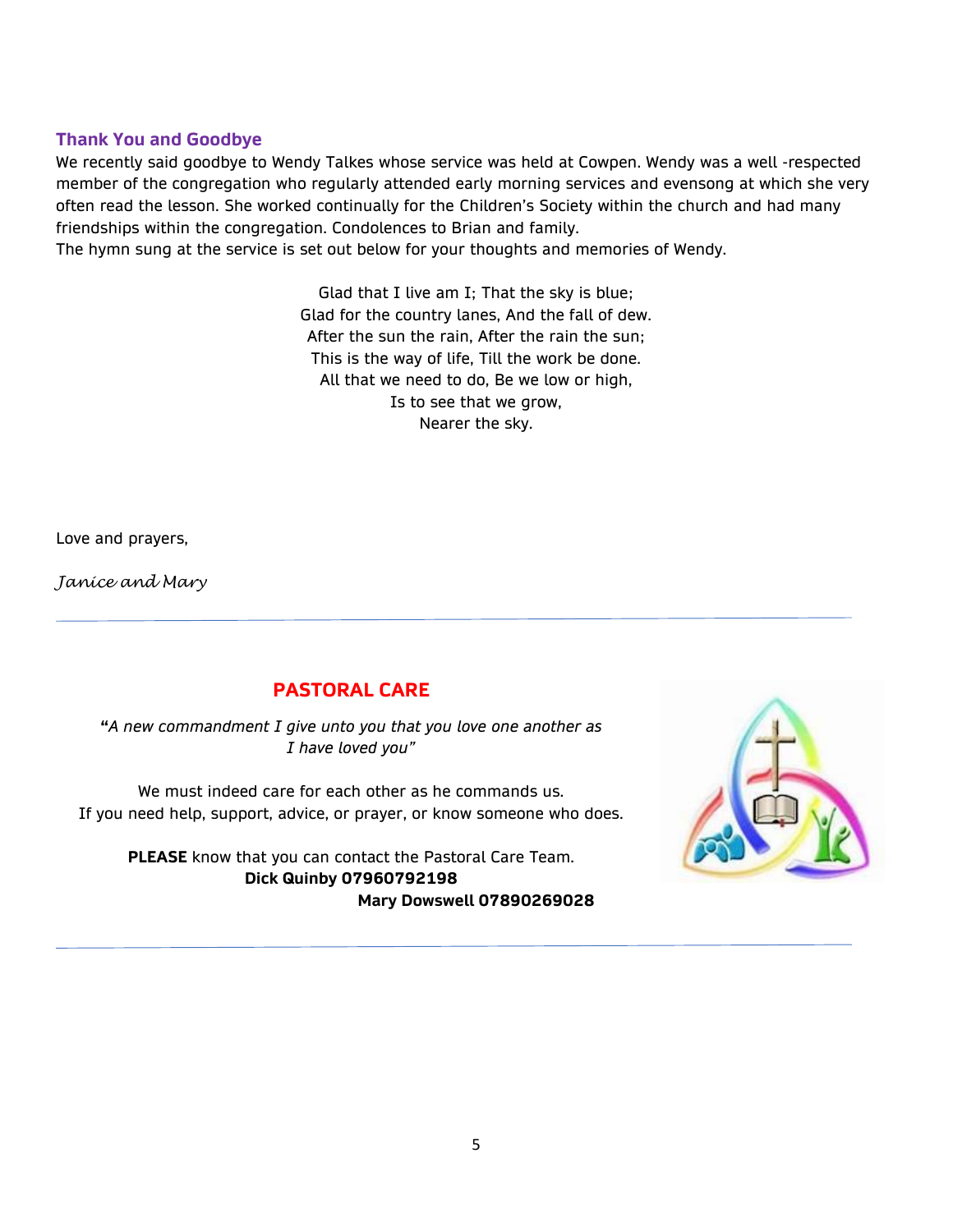## Thank You and Goodbye

We recently said goodbye to Wendy Talkes whose service was held at Cowpen. Wendy was a well -respected member of the congregation who regularly attended early morning services and evensong at which she very often read the lesson. She worked continually for the Children's Society within the church and had many friendships within the congregation. Condolences to Brian and family.
The hymn sung at the service is set out below for your thoughts and memories of Wendy.

Glad that I live am I; That the sky is blue;
Glad for the country lanes, And the fall of dew.
After the sun the rain, After the rain the sun;
This is the way of life, Till the work be done.
All that we need to do, Be we low or high,
Is to see that we grow,
Nearer the sky.

Love and prayers,

*Janice and Mary*

---

## PASTORAL CARE

***"**A new commandment I give unto you that you love one another as I have loved you"*

We must indeed care for each other as he commands us.
If you need help, support, advice, or prayer, or know someone who does.

**PLEASE** know that you can contact the Pastoral Care Team.
**Dick Quinby 07960792198**
**Mary Dowswell 07890269028**

---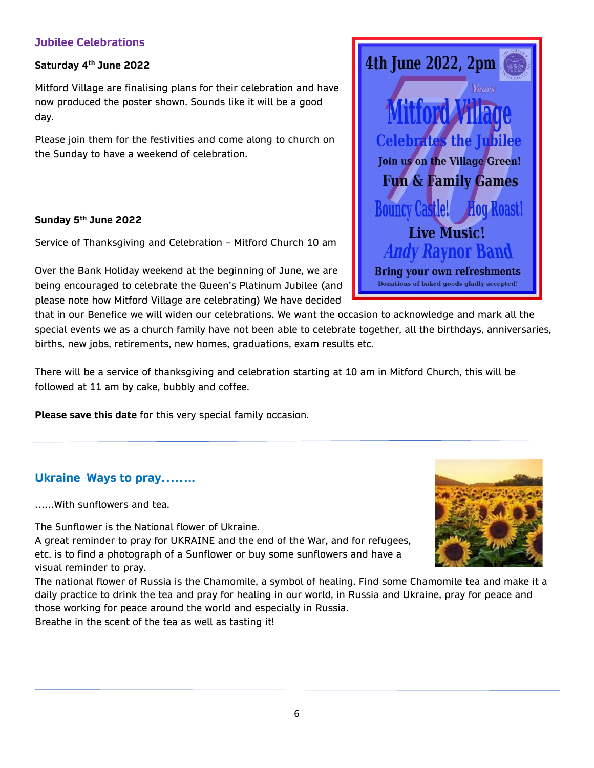## Jubilee Celebrations

**Saturday 4th June 2022**

Mitford Village are finalising plans for their celebration and have now produced the poster shown. Sounds like it will be a good day.

Please join them for the festivities and come along to church on the Sunday to have a weekend of celebration.

4th June 2022, 2pm

Mitford Village
Celebrates the Jubilee
Join us on the Village Green!
Fun & Family Games
Bouncy Castle! Hog Roast!
Live Music!
*Andy* Raynor Band
Bring your own refreshments
Donations of baked goods gladly accepted!

**Sunday 5th June 2022**

Service of Thanksgiving and Celebration – Mitford Church 10 am

Over the Bank Holiday weekend at the beginning of June, we are being encouraged to celebrate the Queen's Platinum Jubilee (and please note how Mitford Village are celebrating) We have decided that in our Benefice we will widen our celebrations. We want the occasion to acknowledge and mark all the special events we as a church family have not been able to celebrate together, all the birthdays, anniversaries, births, new jobs, retirements, new homes, graduations, exam results etc.

There will be a service of thanksgiving and celebration starting at 10 am in Mitford Church, this will be followed at 11 am by cake, bubbly and coffee.

**Please save this date** for this very special family occasion.

---

## Ukraine -Ways to pray……..

……With sunflowers and tea.

The Sunflower is the National flower of Ukraine.
A great reminder to pray for UKRAINE and the end of the War, and for refugees, etc. is to find a photograph of a Sunflower or buy some sunflowers and have a visual reminder to pray.
The national flower of Russia is the Chamomile, a symbol of healing. Find some Chamomile tea and make it a daily practice to drink the tea and pray for healing in our world, in Russia and Ukraine, pray for peace and those working for peace around the world and especially in Russia.
Breathe in the scent of the tea as well as tasting it!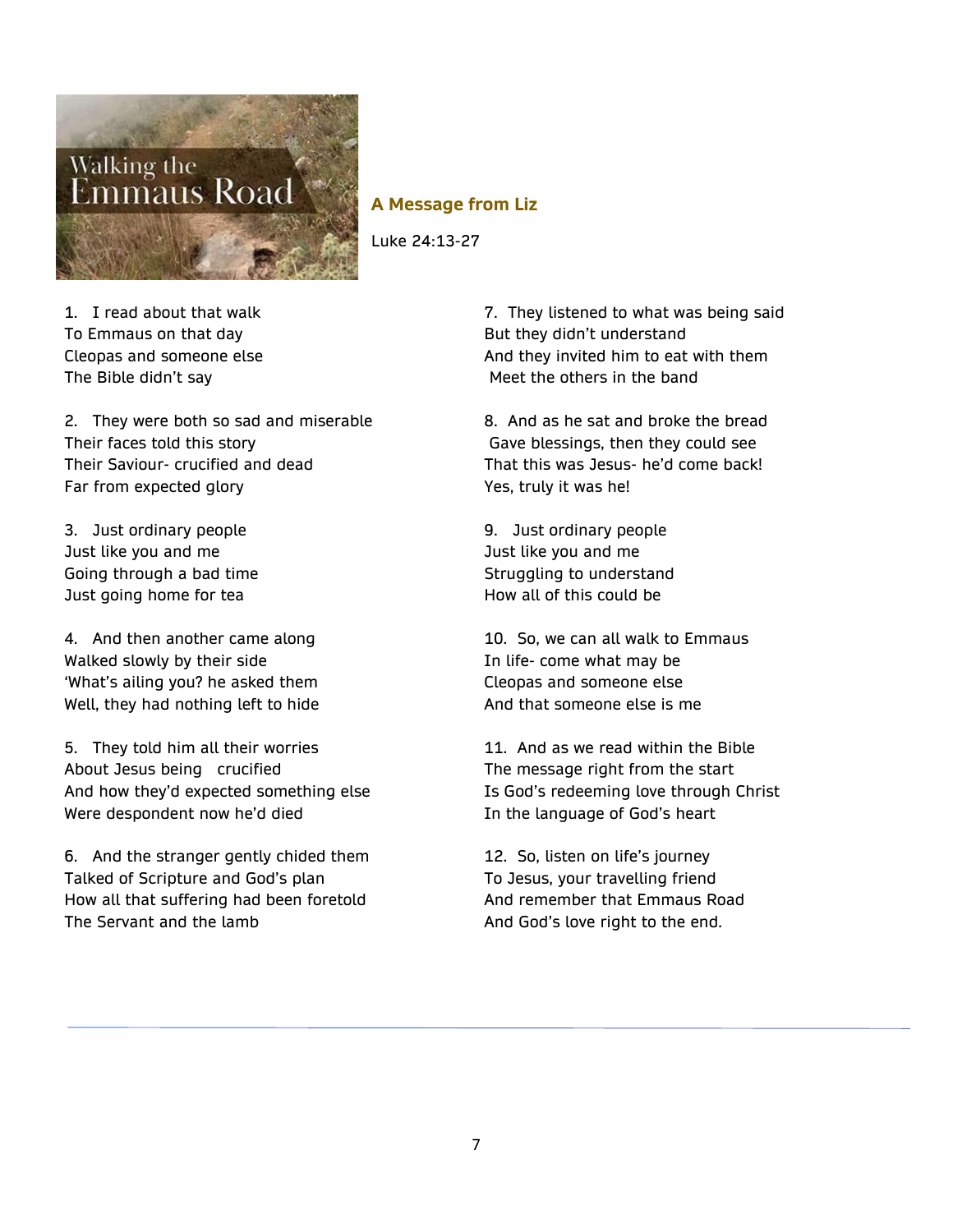Walking the Emmaus Road

## A Message from Liz

Luke 24:13-27

1. I read about that walk
To Emmaus on that day
Cleopas and someone else
The Bible didn't say

2. They were both so sad and miserable
Their faces told this story
Their Saviour- crucified and dead
Far from expected glory

3. Just ordinary people
Just like you and me
Going through a bad time
Just going home for tea

4. And then another came along
Walked slowly by their side
'What's ailing you? he asked them
Well, they had nothing left to hide

5. They told him all their worries
About Jesus being crucified
And how they'd expected something else
Were despondent now he'd died

6. And the stranger gently chided them
Talked of Scripture and God's plan
How all that suffering had been foretold
The Servant and the lamb

7. They listened to what was being said
But they didn't understand
And they invited him to eat with them
Meet the others in the band

8. And as he sat and broke the bread
Gave blessings, then they could see
That this was Jesus- he'd come back!
Yes, truly it was he!

9. Just ordinary people
Just like you and me
Struggling to understand
How all of this could be

10. So, we can all walk to Emmaus
In life- come what may be
Cleopas and someone else
And that someone else is me

11. And as we read within the Bible
The message right from the start
Is God's redeeming love through Christ
In the language of God's heart

12. So, listen on life's journey
To Jesus, your travelling friend
And remember that Emmaus Road
And God's love right to the end.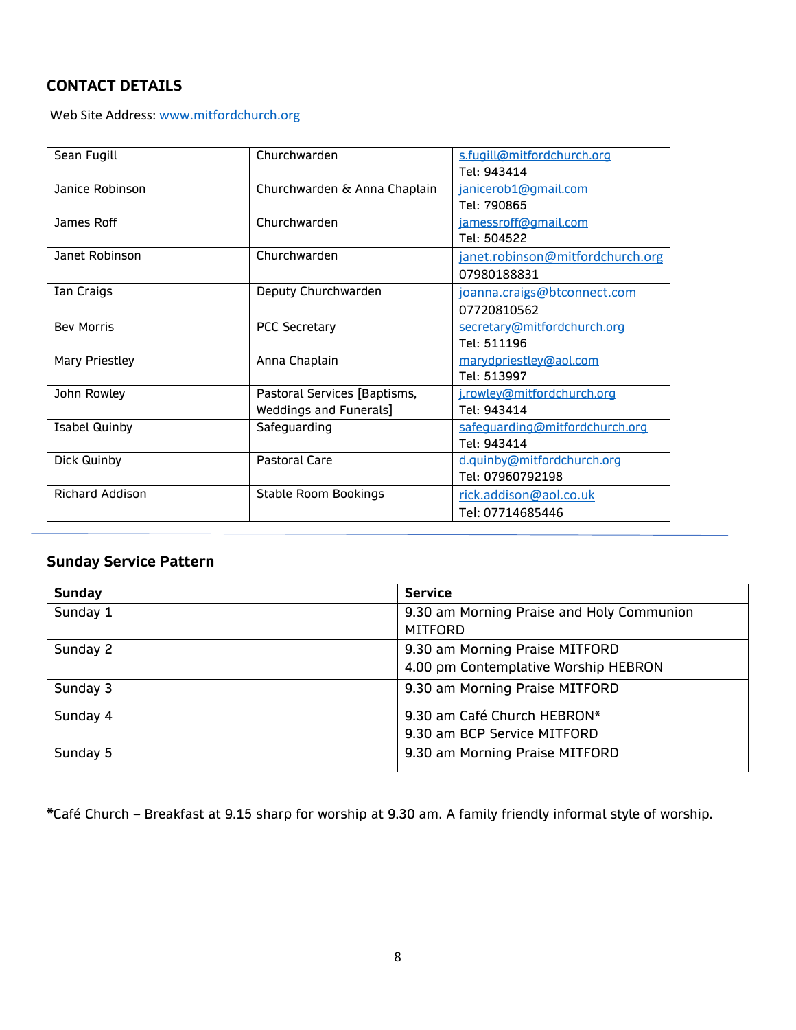## CONTACT DETAILS

Web Site Address: www.mitfordchurch.org

| | | |
|---|---|---|
| Sean Fugill | Churchwarden | s.fugill@mitfordchurch.org<br>Tel: 943414 |
| Janice Robinson | Churchwarden & Anna Chaplain | janicerob1@gmail.com<br>Tel: 790865 |
| James Roff | Churchwarden | jamessroff@gmail.com<br>Tel: 504522 |
| Janet Robinson | Churchwarden | janet.robinson@mitfordchurch.org<br>07980188831 |
| Ian Craigs | Deputy Churchwarden | joanna.craigs@btconnect.com<br>07720810562 |
| Bev Morris | PCC Secretary | secretary@mitfordchurch.org<br>Tel: 511196 |
| Mary Priestley | Anna Chaplain | marydpriestley@aol.com<br>Tel: 513997 |
| John Rowley | Pastoral Services [Baptisms, Weddings and Funerals] | j.rowley@mitfordchurch.org<br>Tel: 943414 |
| Isabel Quinby | Safeguarding | safeguarding@mitfordchurch.org<br>Tel: 943414 |
| Dick Quinby | Pastoral Care | d.quinby@mitfordchurch.org<br>Tel: 07960792198 |
| Richard Addison | Stable Room Bookings | rick.addison@aol.co.uk<br>Tel: 07714685446 |

### Sunday Service Pattern

| Sunday | Service |
|---|---|
| Sunday 1 | 9.30 am Morning Praise and Holy Communion MITFORD |
| Sunday 2 | 9.30 am Morning Praise MITFORD<br>4.00 pm Contemplative Worship HEBRON |
| Sunday 3 | 9.30 am Morning Praise MITFORD |
| Sunday 4 | 9.30 am Café Church HEBRON*<br>9.30 am BCP Service MITFORD |
| Sunday 5 | 9.30 am Morning Praise MITFORD |

***Café Church – Breakfast at 9.15 sharp for worship at 9.30 am. A family friendly informal style of worship.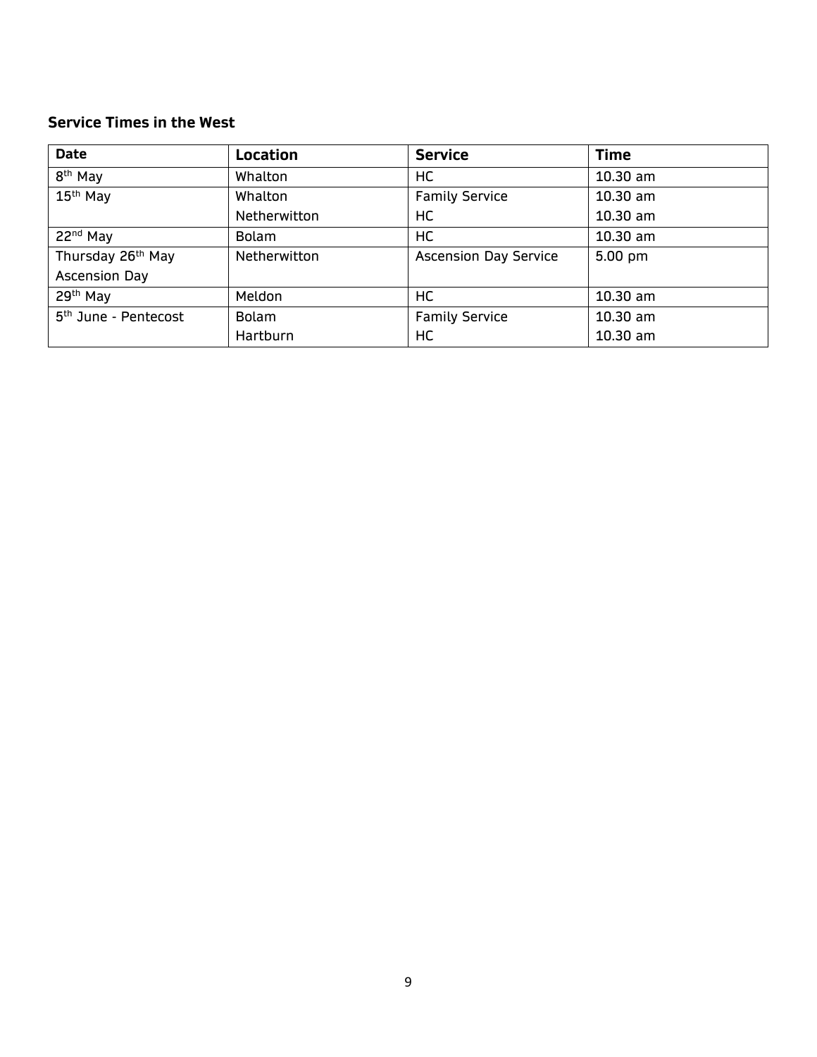### Service Times in the West

| Date | Location | Service | Time |
|---|---|---|---|
| 8th May | Whalton | HC | 10.30 am |
| 15th May | Whalton<br>Netherwitton | Family Service<br>HC | 10.30 am<br>10.30 am |
| 22nd May | Bolam | HC | 10.30 am |
| Thursday 26th May<br>Ascension Day | Netherwitton | Ascension Day Service | 5.00 pm |
| 29th May | Meldon | HC | 10.30 am |
| 5th June - Pentecost | Bolam<br>Hartburn | Family Service<br>HC | 10.30 am<br>10.30 am |